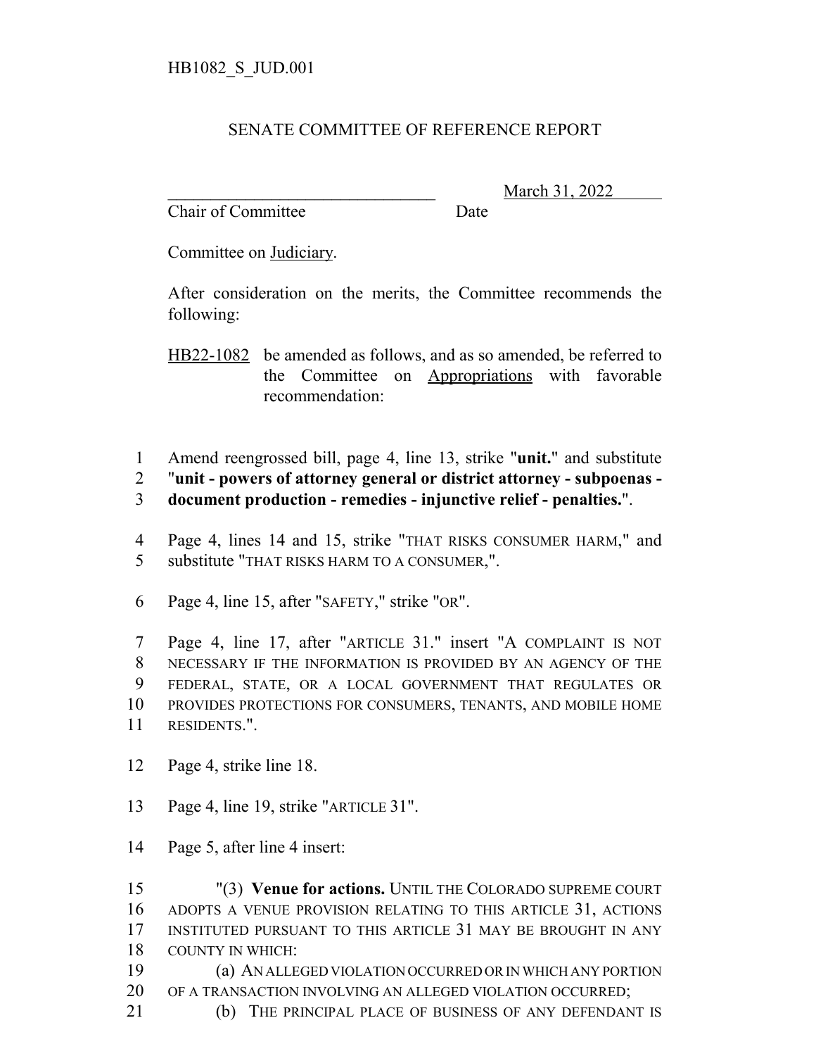HB1082_S_JUD.001

SENATE COMMITTEE OF REFERENCE REPORT

_______________________________ March 31, 2022
Chair of Committee Date

Committee on Judiciary.

After consideration on the merits, the Committee recommends the following:

HB22-1082 be amended as follows, and as so amended, be referred to the Committee on Appropriations with favorable recommendation:

1 Amend reengrossed bill, page 4, line 13, strike "**unit.**" and substitute
2 "**unit - powers of attorney general or district attorney - subpoenas -**
3 **document production - remedies - injunctive relief - penalties.**".

4 Page 4, lines 14 and 15, strike "THAT RISKS CONSUMER HARM," and
5 substitute "THAT RISKS HARM TO A CONSUMER,".

6 Page 4, line 15, after "SAFETY," strike "OR".

7 Page 4, line 17, after "ARTICLE 31." insert "A COMPLAINT IS NOT
8 NECESSARY IF THE INFORMATION IS PROVIDED BY AN AGENCY OF THE
9 FEDERAL, STATE, OR A LOCAL GOVERNMENT THAT REGULATES OR
10 PROVIDES PROTECTIONS FOR CONSUMERS, TENANTS, AND MOBILE HOME
11 RESIDENTS.".

12 Page 4, strike line 18.

13 Page 4, line 19, strike "ARTICLE 31".

14 Page 5, after line 4 insert:

15 "(3) **Venue for actions.** UNTIL THE COLORADO SUPREME COURT
16 ADOPTS A VENUE PROVISION RELATING TO THIS ARTICLE 31, ACTIONS
17 INSTITUTED PURSUANT TO THIS ARTICLE 31 MAY BE BROUGHT IN ANY
18 COUNTY IN WHICH:
19 (a) AN ALLEGED VIOLATION OCCURRED OR IN WHICH ANY PORTION
20 OF A TRANSACTION INVOLVING AN ALLEGED VIOLATION OCCURRED;
21 (b) THE PRINCIPAL PLACE OF BUSINESS OF ANY DEFENDANT IS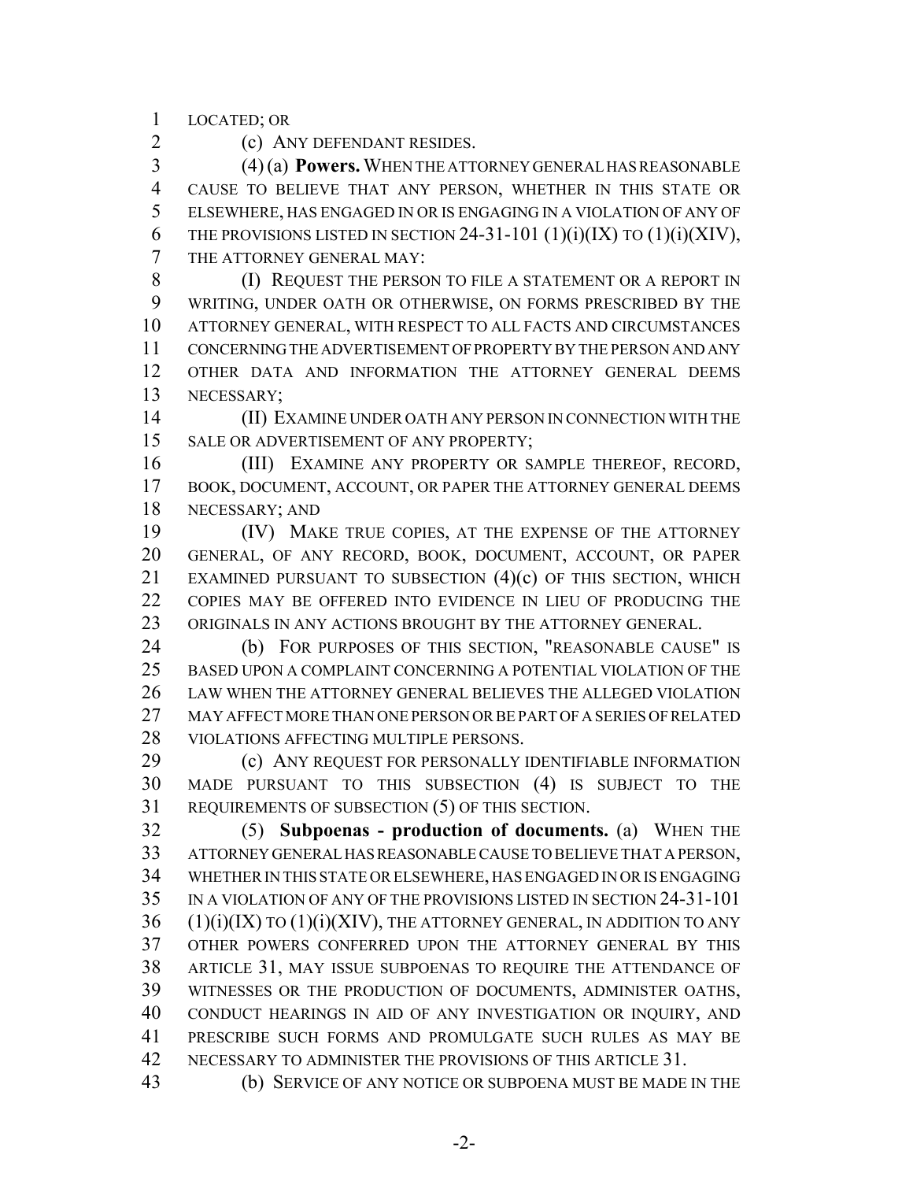LOCATED; OR

(c) ANY DEFENDANT RESIDES.

(4) (a) **Powers.** WHEN THE ATTORNEY GENERAL HAS REASONABLE CAUSE TO BELIEVE THAT ANY PERSON, WHETHER IN THIS STATE OR ELSEWHERE, HAS ENGAGED IN OR IS ENGAGING IN A VIOLATION OF ANY OF THE PROVISIONS LISTED IN SECTION 24-31-101 (1)(i)(IX) TO (1)(i)(XIV), THE ATTORNEY GENERAL MAY:

(I) REQUEST THE PERSON TO FILE A STATEMENT OR A REPORT IN WRITING, UNDER OATH OR OTHERWISE, ON FORMS PRESCRIBED BY THE ATTORNEY GENERAL, WITH RESPECT TO ALL FACTS AND CIRCUMSTANCES CONCERNING THE ADVERTISEMENT OF PROPERTY BY THE PERSON AND ANY OTHER DATA AND INFORMATION THE ATTORNEY GENERAL DEEMS NECESSARY;

(II) EXAMINE UNDER OATH ANY PERSON IN CONNECTION WITH THE SALE OR ADVERTISEMENT OF ANY PROPERTY;

(III) EXAMINE ANY PROPERTY OR SAMPLE THEREOF, RECORD, BOOK, DOCUMENT, ACCOUNT, OR PAPER THE ATTORNEY GENERAL DEEMS NECESSARY; AND

(IV) MAKE TRUE COPIES, AT THE EXPENSE OF THE ATTORNEY GENERAL, OF ANY RECORD, BOOK, DOCUMENT, ACCOUNT, OR PAPER EXAMINED PURSUANT TO SUBSECTION (4)(c) OF THIS SECTION, WHICH COPIES MAY BE OFFERED INTO EVIDENCE IN LIEU OF PRODUCING THE ORIGINALS IN ANY ACTIONS BROUGHT BY THE ATTORNEY GENERAL.

(b) FOR PURPOSES OF THIS SECTION, "REASONABLE CAUSE" IS BASED UPON A COMPLAINT CONCERNING A POTENTIAL VIOLATION OF THE LAW WHEN THE ATTORNEY GENERAL BELIEVES THE ALLEGED VIOLATION MAY AFFECT MORE THAN ONE PERSON OR BE PART OF A SERIES OF RELATED VIOLATIONS AFFECTING MULTIPLE PERSONS.

(c) ANY REQUEST FOR PERSONALLY IDENTIFIABLE INFORMATION MADE PURSUANT TO THIS SUBSECTION (4) IS SUBJECT TO THE REQUIREMENTS OF SUBSECTION (5) OF THIS SECTION.

(5) **Subpoenas - production of documents.** (a) WHEN THE ATTORNEY GENERAL HAS REASONABLE CAUSE TO BELIEVE THAT A PERSON, WHETHER IN THIS STATE OR ELSEWHERE, HAS ENGAGED IN OR IS ENGAGING IN A VIOLATION OF ANY OF THE PROVISIONS LISTED IN SECTION 24-31-101 (1)(i)(IX) TO (1)(i)(XIV), THE ATTORNEY GENERAL, IN ADDITION TO ANY OTHER POWERS CONFERRED UPON THE ATTORNEY GENERAL BY THIS ARTICLE 31, MAY ISSUE SUBPOENAS TO REQUIRE THE ATTENDANCE OF WITNESSES OR THE PRODUCTION OF DOCUMENTS, ADMINISTER OATHS, CONDUCT HEARINGS IN AID OF ANY INVESTIGATION OR INQUIRY, AND PRESCRIBE SUCH FORMS AND PROMULGATE SUCH RULES AS MAY BE NECESSARY TO ADMINISTER THE PROVISIONS OF THIS ARTICLE 31.

(b) SERVICE OF ANY NOTICE OR SUBPOENA MUST BE MADE IN THE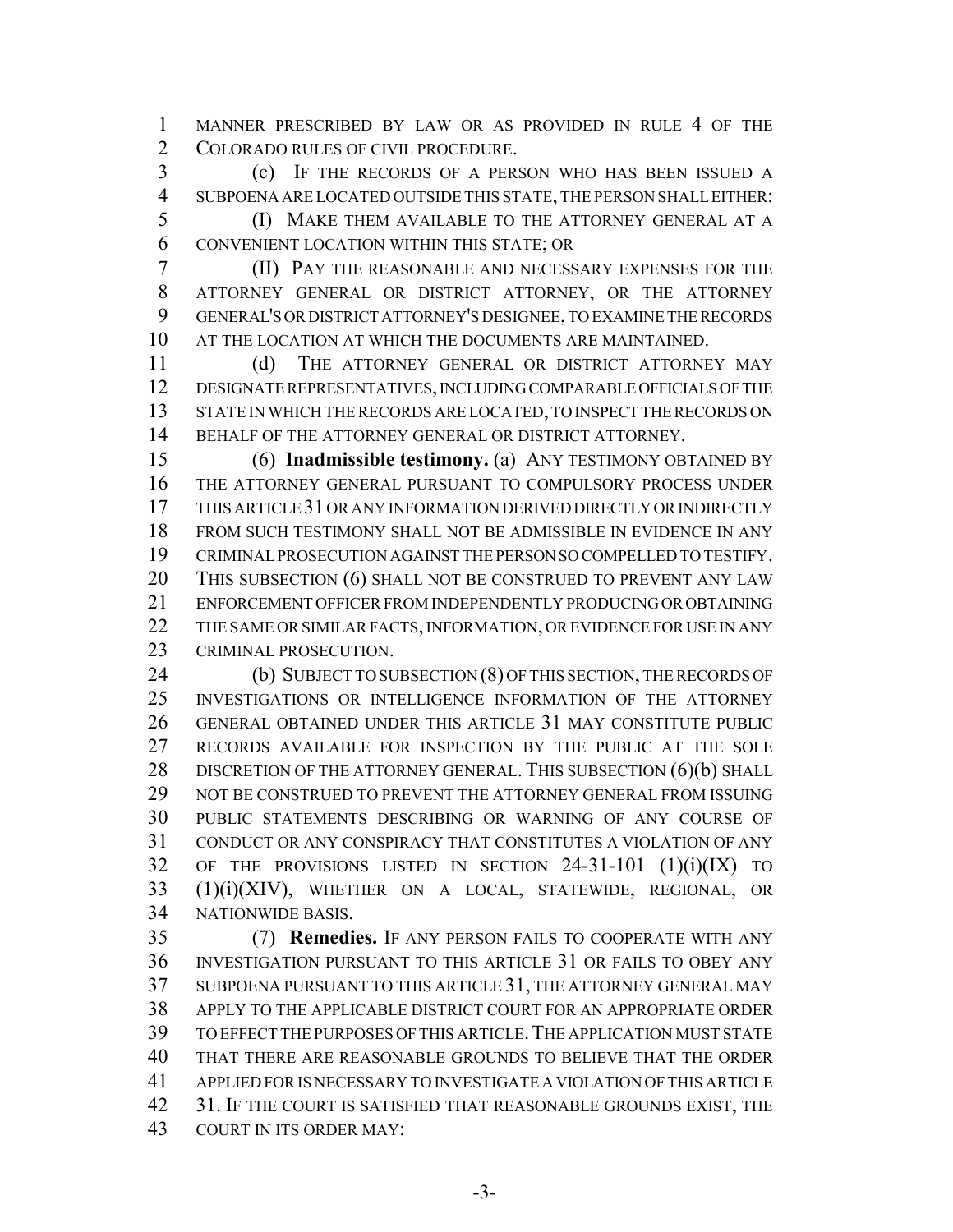MANNER PRESCRIBED BY LAW OR AS PROVIDED IN RULE 4 OF THE COLORADO RULES OF CIVIL PROCEDURE.

(c) IF THE RECORDS OF A PERSON WHO HAS BEEN ISSUED A SUBPOENA ARE LOCATED OUTSIDE THIS STATE, THE PERSON SHALL EITHER:

(I) MAKE THEM AVAILABLE TO THE ATTORNEY GENERAL AT A CONVENIENT LOCATION WITHIN THIS STATE; OR

(II) PAY THE REASONABLE AND NECESSARY EXPENSES FOR THE ATTORNEY GENERAL OR DISTRICT ATTORNEY, OR THE ATTORNEY GENERAL'S OR DISTRICT ATTORNEY'S DESIGNEE, TO EXAMINE THE RECORDS AT THE LOCATION AT WHICH THE DOCUMENTS ARE MAINTAINED.

(d) THE ATTORNEY GENERAL OR DISTRICT ATTORNEY MAY DESIGNATE REPRESENTATIVES, INCLUDING COMPARABLE OFFICIALS OF THE STATE IN WHICH THE RECORDS ARE LOCATED, TO INSPECT THE RECORDS ON BEHALF OF THE ATTORNEY GENERAL OR DISTRICT ATTORNEY.

(6) **Inadmissible testimony.** (a) ANY TESTIMONY OBTAINED BY THE ATTORNEY GENERAL PURSUANT TO COMPULSORY PROCESS UNDER THIS ARTICLE 31 OR ANY INFORMATION DERIVED DIRECTLY OR INDIRECTLY FROM SUCH TESTIMONY SHALL NOT BE ADMISSIBLE IN EVIDENCE IN ANY CRIMINAL PROSECUTION AGAINST THE PERSON SO COMPELLED TO TESTIFY. THIS SUBSECTION (6) SHALL NOT BE CONSTRUED TO PREVENT ANY LAW ENFORCEMENT OFFICER FROM INDEPENDENTLY PRODUCING OR OBTAINING THE SAME OR SIMILAR FACTS, INFORMATION, OR EVIDENCE FOR USE IN ANY CRIMINAL PROSECUTION.

(b) SUBJECT TO SUBSECTION (8) OF THIS SECTION, THE RECORDS OF INVESTIGATIONS OR INTELLIGENCE INFORMATION OF THE ATTORNEY GENERAL OBTAINED UNDER THIS ARTICLE 31 MAY CONSTITUTE PUBLIC RECORDS AVAILABLE FOR INSPECTION BY THE PUBLIC AT THE SOLE DISCRETION OF THE ATTORNEY GENERAL. THIS SUBSECTION (6)(b) SHALL NOT BE CONSTRUED TO PREVENT THE ATTORNEY GENERAL FROM ISSUING PUBLIC STATEMENTS DESCRIBING OR WARNING OF ANY COURSE OF CONDUCT OR ANY CONSPIRACY THAT CONSTITUTES A VIOLATION OF ANY OF THE PROVISIONS LISTED IN SECTION 24-31-101 (1)(i)(IX) TO (1)(i)(XIV), WHETHER ON A LOCAL, STATEWIDE, REGIONAL, OR NATIONWIDE BASIS.

(7) **Remedies.** IF ANY PERSON FAILS TO COOPERATE WITH ANY INVESTIGATION PURSUANT TO THIS ARTICLE 31 OR FAILS TO OBEY ANY SUBPOENA PURSUANT TO THIS ARTICLE 31, THE ATTORNEY GENERAL MAY APPLY TO THE APPLICABLE DISTRICT COURT FOR AN APPROPRIATE ORDER TO EFFECT THE PURPOSES OF THIS ARTICLE. THE APPLICATION MUST STATE THAT THERE ARE REASONABLE GROUNDS TO BELIEVE THAT THE ORDER APPLIED FOR IS NECESSARY TO INVESTIGATE A VIOLATION OF THIS ARTICLE 31. IF THE COURT IS SATISFIED THAT REASONABLE GROUNDS EXIST, THE COURT IN ITS ORDER MAY: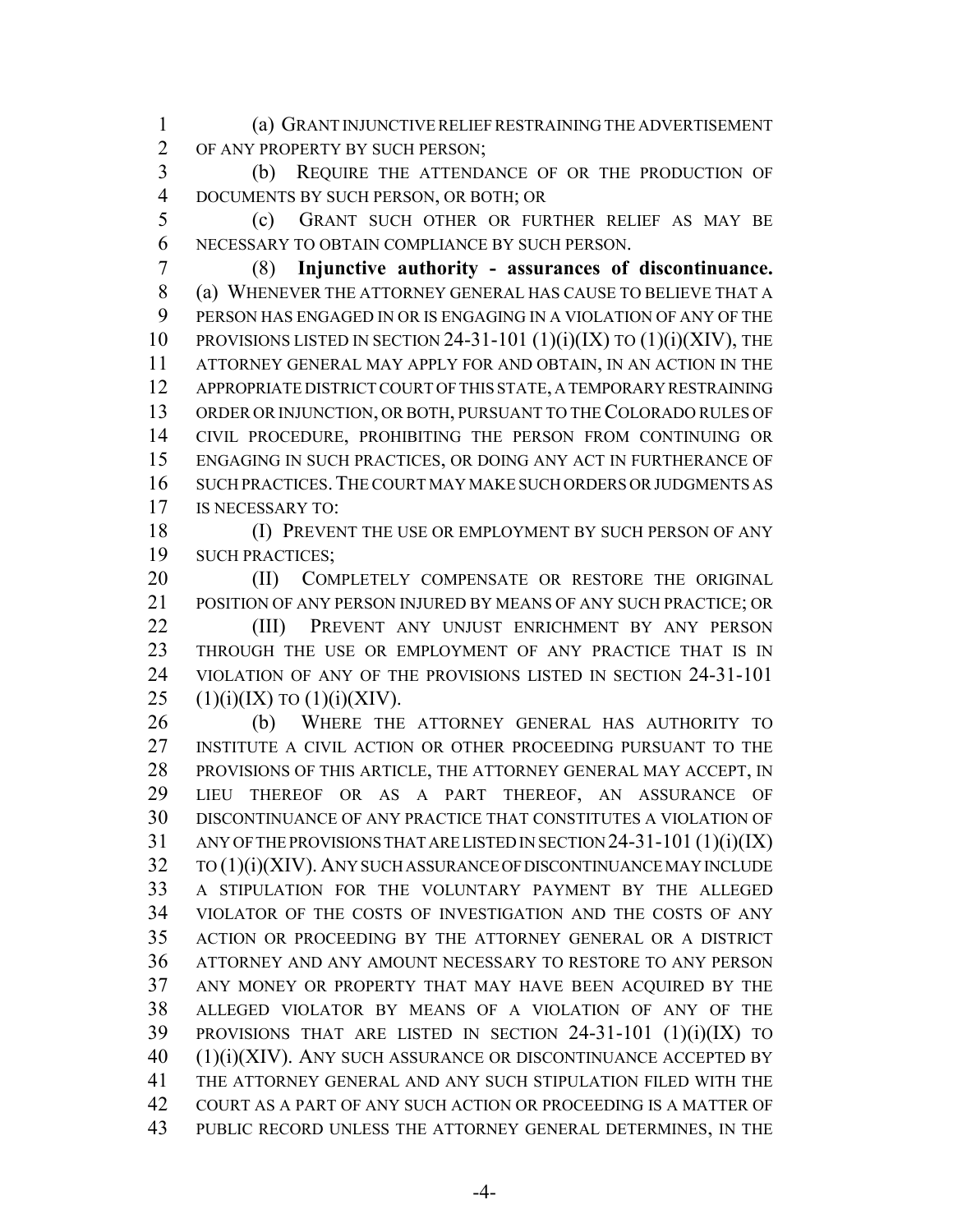(a) GRANT INJUNCTIVE RELIEF RESTRAINING THE ADVERTISEMENT OF ANY PROPERTY BY SUCH PERSON;

(b) REQUIRE THE ATTENDANCE OF OR THE PRODUCTION OF DOCUMENTS BY SUCH PERSON, OR BOTH; OR

(c) GRANT SUCH OTHER OR FURTHER RELIEF AS MAY BE NECESSARY TO OBTAIN COMPLIANCE BY SUCH PERSON.

(8) **Injunctive authority - assurances of discontinuance.** (a) WHENEVER THE ATTORNEY GENERAL HAS CAUSE TO BELIEVE THAT A PERSON HAS ENGAGED IN OR IS ENGAGING IN A VIOLATION OF ANY OF THE PROVISIONS LISTED IN SECTION 24-31-101 (1)(i)(IX) TO (1)(i)(XIV), THE ATTORNEY GENERAL MAY APPLY FOR AND OBTAIN, IN AN ACTION IN THE APPROPRIATE DISTRICT COURT OF THIS STATE, A TEMPORARY RESTRAINING ORDER OR INJUNCTION, OR BOTH, PURSUANT TO THE COLORADO RULES OF CIVIL PROCEDURE, PROHIBITING THE PERSON FROM CONTINUING OR ENGAGING IN SUCH PRACTICES, OR DOING ANY ACT IN FURTHERANCE OF SUCH PRACTICES. THE COURT MAY MAKE SUCH ORDERS OR JUDGMENTS AS IS NECESSARY TO:

(I) PREVENT THE USE OR EMPLOYMENT BY SUCH PERSON OF ANY SUCH PRACTICES;

(II) COMPLETELY COMPENSATE OR RESTORE THE ORIGINAL POSITION OF ANY PERSON INJURED BY MEANS OF ANY SUCH PRACTICE; OR

(III) PREVENT ANY UNJUST ENRICHMENT BY ANY PERSON THROUGH THE USE OR EMPLOYMENT OF ANY PRACTICE THAT IS IN VIOLATION OF ANY OF THE PROVISIONS LISTED IN SECTION 24-31-101 (1)(i)(IX) TO (1)(i)(XIV).

(b) WHERE THE ATTORNEY GENERAL HAS AUTHORITY TO INSTITUTE A CIVIL ACTION OR OTHER PROCEEDING PURSUANT TO THE PROVISIONS OF THIS ARTICLE, THE ATTORNEY GENERAL MAY ACCEPT, IN LIEU THEREOF OR AS A PART THEREOF, AN ASSURANCE OF DISCONTINUANCE OF ANY PRACTICE THAT CONSTITUTES A VIOLATION OF ANY OF THE PROVISIONS THAT ARE LISTED IN SECTION 24-31-101 (1)(i)(IX) TO (1)(i)(XIV). ANY SUCH ASSURANCE OF DISCONTINUANCE MAY INCLUDE A STIPULATION FOR THE VOLUNTARY PAYMENT BY THE ALLEGED VIOLATOR OF THE COSTS OF INVESTIGATION AND THE COSTS OF ANY ACTION OR PROCEEDING BY THE ATTORNEY GENERAL OR A DISTRICT ATTORNEY AND ANY AMOUNT NECESSARY TO RESTORE TO ANY PERSON ANY MONEY OR PROPERTY THAT MAY HAVE BEEN ACQUIRED BY THE ALLEGED VIOLATOR BY MEANS OF A VIOLATION OF ANY OF THE PROVISIONS THAT ARE LISTED IN SECTION 24-31-101 (1)(i)(IX) TO (1)(i)(XIV). ANY SUCH ASSURANCE OR DISCONTINUANCE ACCEPTED BY THE ATTORNEY GENERAL AND ANY SUCH STIPULATION FILED WITH THE COURT AS A PART OF ANY SUCH ACTION OR PROCEEDING IS A MATTER OF PUBLIC RECORD UNLESS THE ATTORNEY GENERAL DETERMINES, IN THE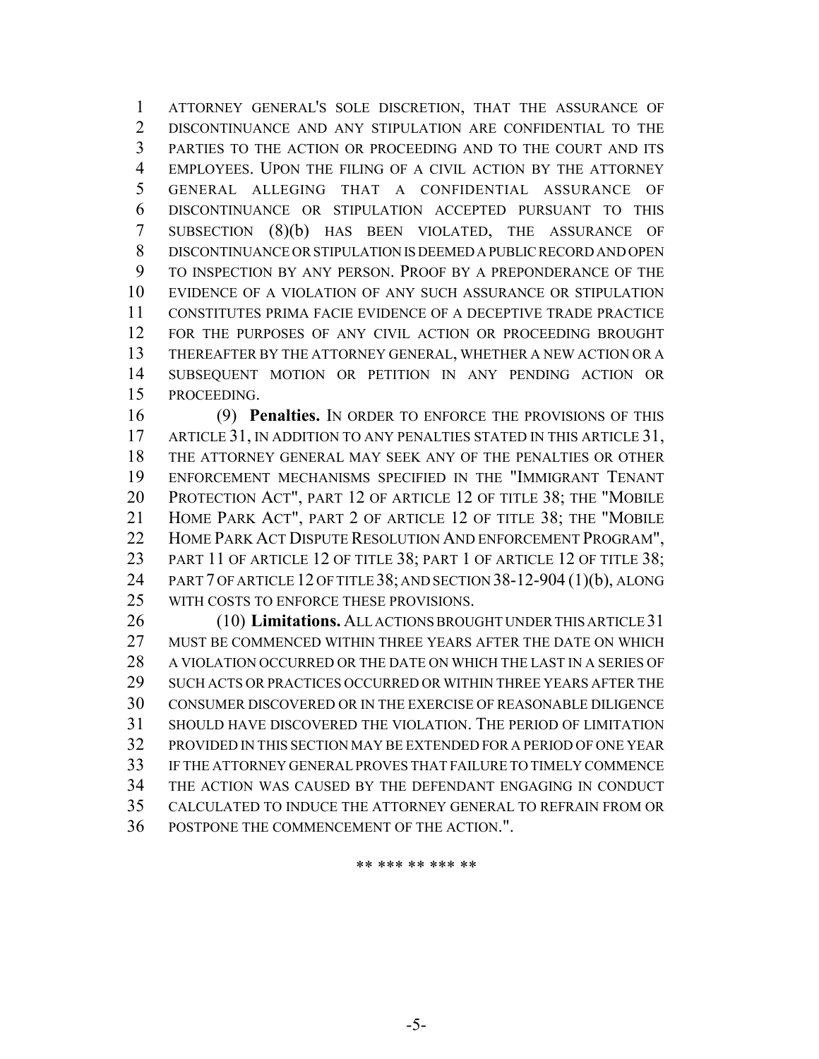ATTORNEY GENERAL'S SOLE DISCRETION, THAT THE ASSURANCE OF DISCONTINUANCE AND ANY STIPULATION ARE CONFIDENTIAL TO THE PARTIES TO THE ACTION OR PROCEEDING AND TO THE COURT AND ITS EMPLOYEES. UPON THE FILING OF A CIVIL ACTION BY THE ATTORNEY GENERAL ALLEGING THAT A CONFIDENTIAL ASSURANCE OF DISCONTINUANCE OR STIPULATION ACCEPTED PURSUANT TO THIS SUBSECTION (8)(b) HAS BEEN VIOLATED, THE ASSURANCE OF DISCONTINUANCE OR STIPULATION IS DEEMED A PUBLIC RECORD AND OPEN TO INSPECTION BY ANY PERSON. PROOF BY A PREPONDERANCE OF THE EVIDENCE OF A VIOLATION OF ANY SUCH ASSURANCE OR STIPULATION CONSTITUTES PRIMA FACIE EVIDENCE OF A DECEPTIVE TRADE PRACTICE FOR THE PURPOSES OF ANY CIVIL ACTION OR PROCEEDING BROUGHT THEREAFTER BY THE ATTORNEY GENERAL, WHETHER A NEW ACTION OR A SUBSEQUENT MOTION OR PETITION IN ANY PENDING ACTION OR PROCEEDING.

(9) **Penalties.** IN ORDER TO ENFORCE THE PROVISIONS OF THIS ARTICLE 31, IN ADDITION TO ANY PENALTIES STATED IN THIS ARTICLE 31, THE ATTORNEY GENERAL MAY SEEK ANY OF THE PENALTIES OR OTHER ENFORCEMENT MECHANISMS SPECIFIED IN THE "IMMIGRANT TENANT PROTECTION ACT", PART 12 OF ARTICLE 12 OF TITLE 38; THE "MOBILE HOME PARK ACT", PART 2 OF ARTICLE 12 OF TITLE 38; THE "MOBILE HOME PARK ACT DISPUTE RESOLUTION AND ENFORCEMENT PROGRAM", PART 11 OF ARTICLE 12 OF TITLE 38; PART 1 OF ARTICLE 12 OF TITLE 38; PART 7 OF ARTICLE 12 OF TITLE 38; AND SECTION 38-12-904 (1)(b), ALONG WITH COSTS TO ENFORCE THESE PROVISIONS.

(10) **Limitations.** ALL ACTIONS BROUGHT UNDER THIS ARTICLE 31 MUST BE COMMENCED WITHIN THREE YEARS AFTER THE DATE ON WHICH A VIOLATION OCCURRED OR THE DATE ON WHICH THE LAST IN A SERIES OF SUCH ACTS OR PRACTICES OCCURRED OR WITHIN THREE YEARS AFTER THE CONSUMER DISCOVERED OR IN THE EXERCISE OF REASONABLE DILIGENCE SHOULD HAVE DISCOVERED THE VIOLATION. THE PERIOD OF LIMITATION PROVIDED IN THIS SECTION MAY BE EXTENDED FOR A PERIOD OF ONE YEAR IF THE ATTORNEY GENERAL PROVES THAT FAILURE TO TIMELY COMMENCE THE ACTION WAS CAUSED BY THE DEFENDANT ENGAGING IN CONDUCT CALCULATED TO INDUCE THE ATTORNEY GENERAL TO REFRAIN FROM OR POSTPONE THE COMMENCEMENT OF THE ACTION.".

** *** ** *** **